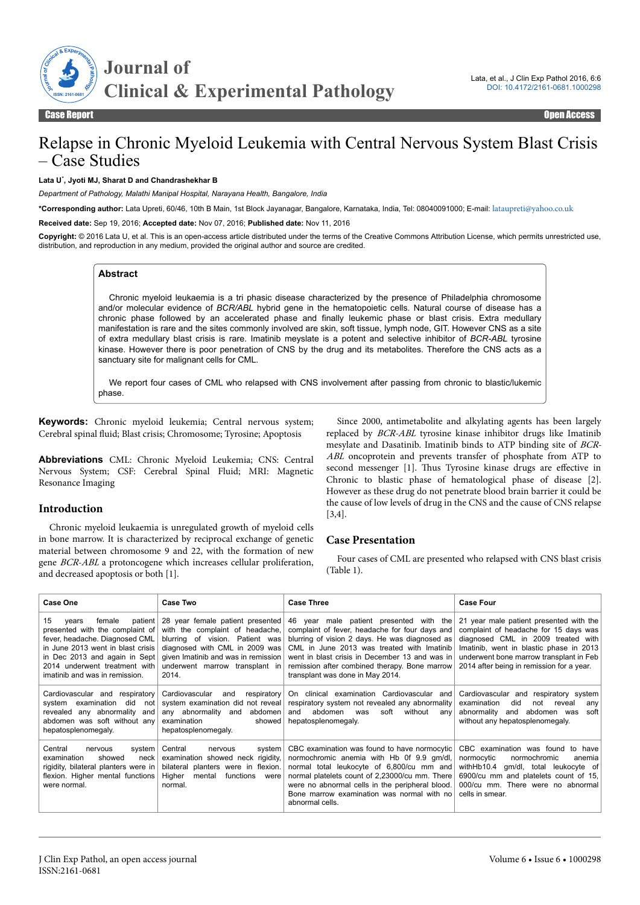# Relapse in Chronic Myeloid Leukemia with Central Nervous System Blast Crisis – Case Studies

**Lata U[*], Jyoti MJ, Sharat D and Chandrashekhar B**

*Department of Pathology, Malathi Manipal Hospital, Narayana Health, Bangalore, India*

**\*Corresponding author:** Lata Upreti, 60/46, 10th B Main, 1st Block Jayanagar, Bangalore, Karnataka, India, Tel: 08040091000; E-mail: latаupreti@yahoo.co.uk

**Received date:** Sep 19, 2016; **Accepted date:** Nov 07, 2016; **Published date:** Nov 11, 2016

**Copyright:** © 2016 Lata U, et al. This is an open-access article distributed under the terms of the Creative Commons Attribution License, which permits unrestricted use, distribution, and reproduction in any medium, provided the original author and source are credited.

## Abstract

Chronic myeloid leukaemia is a tri phasic disease characterized by the presence of Philadelphia chromosome and/or molecular evidence of *BCR/ABL* hybrid gene in the hematopoietic cells. Natural course of disease has a chronic phase followed by an accelerated phase and finally leukemic phase or blast crisis. Extra medullary manifestation is rare and the sites commonly involved are skin, soft tissue, lymph node, GIT. However CNS as a site of extra medullary blast crisis is rare. Imatinib meyslate is a potent and selective inhibitor of *BCR-ABL* tyrosine kinase. However there is poor penetration of CNS by the drug and its metabolites. Therefore the CNS acts as a sanctuary site for malignant cells for CML.

We report four cases of CML who relapsed with CNS involvement after passing from chronic to blastic/lukemic phase.

**Keywords:** Chronic myeloid leukemia; Central nervous system; Cerebral spinal fluid; Blast crisis; Chromosome; Tyrosine; Apoptosis

**Abbreviations** CML: Chronic Myeloid Leukemia; CNS: Central Nervous System; CSF: Cerebral Spinal Fluid; MRI: Magnetic Resonance Imaging

## Introduction

Chronic myeloid leukaemia is unregulated growth of myeloid cells in bone marrow. It is characterized by reciprocal exchange of genetic material between chromosome 9 and 22, with the formation of new gene *BCR-ABL* a protoncogene which increases cellular proliferation, and decreased apoptosis or both [1].

Since 2000, antimetabolite and alkylating agents has been largely replaced by *BCR-ABL* tyrosine kinase inhibitor drugs like Imatinib mesylate and Dasatinib. Imatinib binds to ATP binding site of *BCR-ABL* oncoprotein and prevents transfer of phosphate from ATP to second messenger [1]. Thus Tyrosine kinase drugs are effective in Chronic to blastic phase of hematological phase of disease [2]. However as these drug do not penetrate blood brain barrier it could be the cause of low levels of drug in the CNS and the cause of CNS relapse [3,4].

## Case Presentation

Four cases of CML are presented who relapsed with CNS blast crisis (Table 1).

| Case One | Case Two | Case Three | Case Four |
|---|---|---|---|
| 15 years female patient presented with the complaint of fever, headache. Diagnosed CML in June 2013 went in blast crisis in Dec 2013 and again in Sept 2014 underwent treatment with imatinib and was in remission. | 28 year female patient presented with the complaint of headache, blurring of vision. Patient was diagnosed with CML in 2009 was given Imatinib and was in remission underwent marrow transplant in 2014. | 46 year male patient presented with the complaint of fever, headache for four days and blurring of vision 2 days. He was diagnosed as CML in June 2013 was treated with Imatinib went in blast crisis in December 13 and was in remission after combined therapy. Bone marrow transplant was done in May 2014. | 21 year male patient presented with the complaint of headache for 15 days was diagnosed CML in 2009 treated with Imatinib, went in blastic phase in 2013 underwent bone marrow transplant in Feb 2014 after being in remission for a year. |
| Cardiovascular and respiratory system examination did not revealed any abnormality and abdomen was soft without any hepatosplenomegaly. | Cardiovascular and respiratory system examination did not reveal any abnormality and abdomen examination showed hepatosplenomegaly. | On clinical examination Cardiovascular and respiratory system not revealed any abnormality and abdomen was soft without any hepatosplenomegaly. | Cardiovascular and respiratory system examination did not reveal any abnormality and abdomen was soft without any hepatosplenomegaly. |
| Central nervous system examination showed neck rigidity, bilateral planters were in flexion. Higher mental functions were normal. | Central nervous system examination showed neck rigidity, bilateral planters were in flexion. Higher mental functions were normal. | CBC examination was found to have normocytic normochromic anemia with Hb 0f 9.9 gm/dl, normal total leukocyte of 6,800/cu mm and normal platelets count of 2,23000/cu mm. There were no abnormal cells in the peripheral blood. Bone marrow examination was normal with no abnormal cells. | CBC examination was found to have normocytic normochromic anemia withHb10.4 gm/dl, total leukocyte of 6900/cu mm and platelets count of 15, 000/cu mm. There were no abnormal cells in smear. |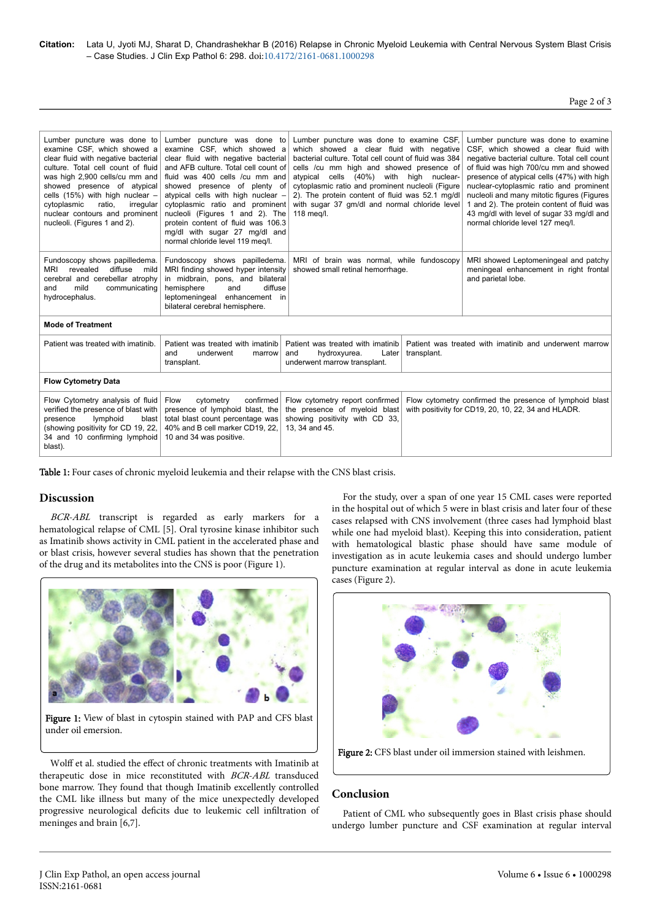| | | | |
|---|---|---|---|
| Lumber puncture was done to examine CSF, which showed a clear fluid with negative bacterial culture. Total cell count of fluid was high 2,900 cells/cu mm and showed presence of atypical cells (15%) with high nuclear – cytoplasmic ratio, irregular nuclear contours and prominent nucleoli. (Figures 1 and 2). | Lumber puncture was done to examine CSF, which showed a clear fluid with negative bacterial and AFB culture. Total cell count of fluid was 400 cells /cu mm and showed presence of plenty of atypical cells with high nuclear – cytoplasmic ratio and prominent nucleoli (Figures 1 and 2). The protein content of fluid was 106.3 mg/dl with sugar 27 mg/dl and normal chloride level 119 meq/l. | Lumber puncture was done to examine CSF, which showed a clear fluid with negative bacterial culture. Total cell count of fluid was 384 cells /cu mm high and showed presence of atypical cells (40%) with high nuclear-cytoplasmic ratio and prominent nucleoli (Figure 2). The protein content of fluid was 52.1 mg/dl with sugar 37 gm/dl and normal chloride level 118 meq/l. | Lumber puncture was done to examine CSF, which showed a clear fluid with negative bacterial culture. Total cell count of fluid was high 700/cu mm and showed presence of atypical cells (47%) with high nuclear-cytoplasmic ratio and prominent nucleoli and many mitotic figures (Figures 1 and 2). The protein content of fluid was 43 mg/dl with level of sugar 33 mg/dl and normal chloride level 127 meq/l. |
| Fundoscopy shows papilledema. MRI revealed diffuse mild cerebral and cerebellar atrophy and mild communicating hydrocephalus. | Fundoscopy shows papilledema. MRI finding showed hyper intensity in midbrain, pons, and bilateral hemisphere and diffuse leptomeningeal enhancement in bilateral cerebral hemisphere. | MRI of brain was normal, while fundoscopy showed small retinal hemorrhage. | MRI showed Leptomeningeal and patchy meningeal enhancement in right frontal and parietal lobe. |
| **Mode of Treatment** | | | |
| Patient was treated with imatinib. | Patient was treated with imatinib and underwent marrow transplant. | Patient was treated with imatinib and hydroxyurea. Later underwent marrow transplant. | Patient was treated with imatinib and underwent marrow transplant. |
| **Flow Cytometry Data** | | | |
| Flow Cytometry analysis of fluid verified the presence of blast with presence lymphoid blast (showing positivity for CD 19, 22, 34 and 10 confirming lymphoid blast). | Flow cytometry confirmed presence of lymphoid blast, the total blast count percentage was 40% and B cell marker CD19, 22, 10 and 34 was positive. | Flow cytometry report confirmed the presence of myeloid blast showing positivity with CD 33, 13, 34 and 45. | Flow cytometry confirmed the presence of lymphoid blast with positivity for CD19, 20, 10, 22, 34 and HLADR. |

**Table 1:** Four cases of chronic myeloid leukemia and their relapse with the CNS blast crisis.

## Discussion

*BCR-ABL* transcript is regarded as early markers for a hematological relapse of CML [5]. Oral tyrosine kinase inhibitor such as Imatinib shows activity in CML patient in the accelerated phase and or blast crisis, however several studies has shown that the penetration of the drug and its metabolites into the CNS is poor (Figure 1).

**Figure 1:** View of blast in cytospin stained with PAP and CFS blast under oil emersion.

Wolff et al. studied the effect of chronic treatments with Imatinib at therapeutic dose in mice reconstituted with *BCR-ABL* transduced bone marrow. They found that though Imatinib excellently controlled the CML like illness but many of the mice unexpectedly developed progressive neurological deficits due to leukemic cell infiltration of meninges and brain [6,7].

For the study, over a span of one year 15 CML cases were reported in the hospital out of which 5 were in blast crisis and later four of these cases relapsed with CNS involvement (three cases had lymphoid blast while one had myeloid blast). Keeping this into consideration, patient with hematological blastic phase should have same module of investigation as in acute leukemia cases and should undergo lumber puncture examination at regular interval as done in acute leukemia cases (Figure 2).

**Figure 2:** CFS blast under oil immersion stained with leishmen.

## Conclusion

Patient of CML who subsequently goes in Blast crisis phase should undergo lumber puncture and CSF examination at regular interval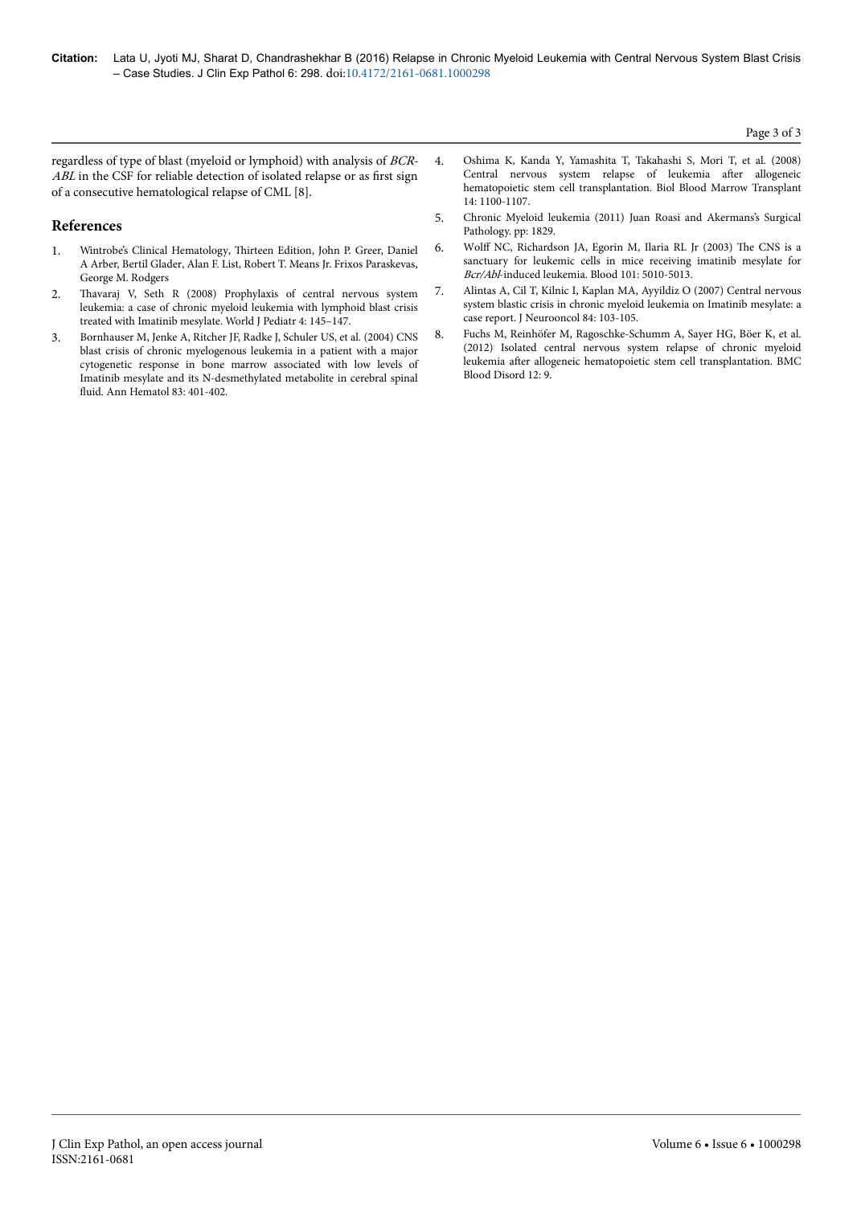regardless of type of blast (myeloid or lymphoid) with analysis of *BCR-ABL* in the CSF for reliable detection of isolated relapse or as first sign of a consecutive hematological relapse of CML [8].

## References

1. Wintrobe's Clinical Hematology, Thirteen Edition, John P. Greer, Daniel A Arber, Bertil Glader, Alan F. List, Robert T. Means Jr. Frixos Paraskevas, George M. Rodgers
2. Thavaraj V, Seth R (2008) Prophylaxis of central nervous system leukemia: a case of chronic myeloid leukemia with lymphoid blast crisis treated with Imatinib mesylate. World J Pediatr 4: 145–147.
3. Bornhauser M, Jenke A, Ritcher JF, Radke J, Schuler US, et al. (2004) CNS blast crisis of chronic myelogenous leukemia in a patient with a major cytogenetic response in bone marrow associated with low levels of Imatinib mesylate and its N-desmethylated metabolite in cerebral spinal fluid. Ann Hematol 83: 401-402.
4. Oshima K, Kanda Y, Yamashita T, Takahashi S, Mori T, et al. (2008) Central nervous system relapse of leukemia after allogeneic hematopoietic stem cell transplantation. Biol Blood Marrow Transplant 14: 1100-1107.
5. Chronic Myeloid leukemia (2011) Juan Roasi and Akermans's Surgical Pathology. pp: 1829.
6. Wolff NC, Richardson JA, Egorin M, Ilaria RL Jr (2003) The CNS is a sanctuary for leukemic cells in mice receiving imatinib mesylate for *Bcr/Abl*-induced leukemia. Blood 101: 5010-5013.
7. Alintas A, Cil T, Kilnic I, Kaplan MA, Ayyildiz O (2007) Central nervous system blastic crisis in chronic myeloid leukemia on Imatinib mesylate: a case report. J Neurooncol 84: 103-105.
8. Fuchs M, Reinhöfer M, Ragoschke-Schumm A, Sayer HG, Böer K, et al. (2012) Isolated central nervous system relapse of chronic myeloid leukemia after allogeneic hematopoietic stem cell transplantation. BMC Blood Disord 12: 9.